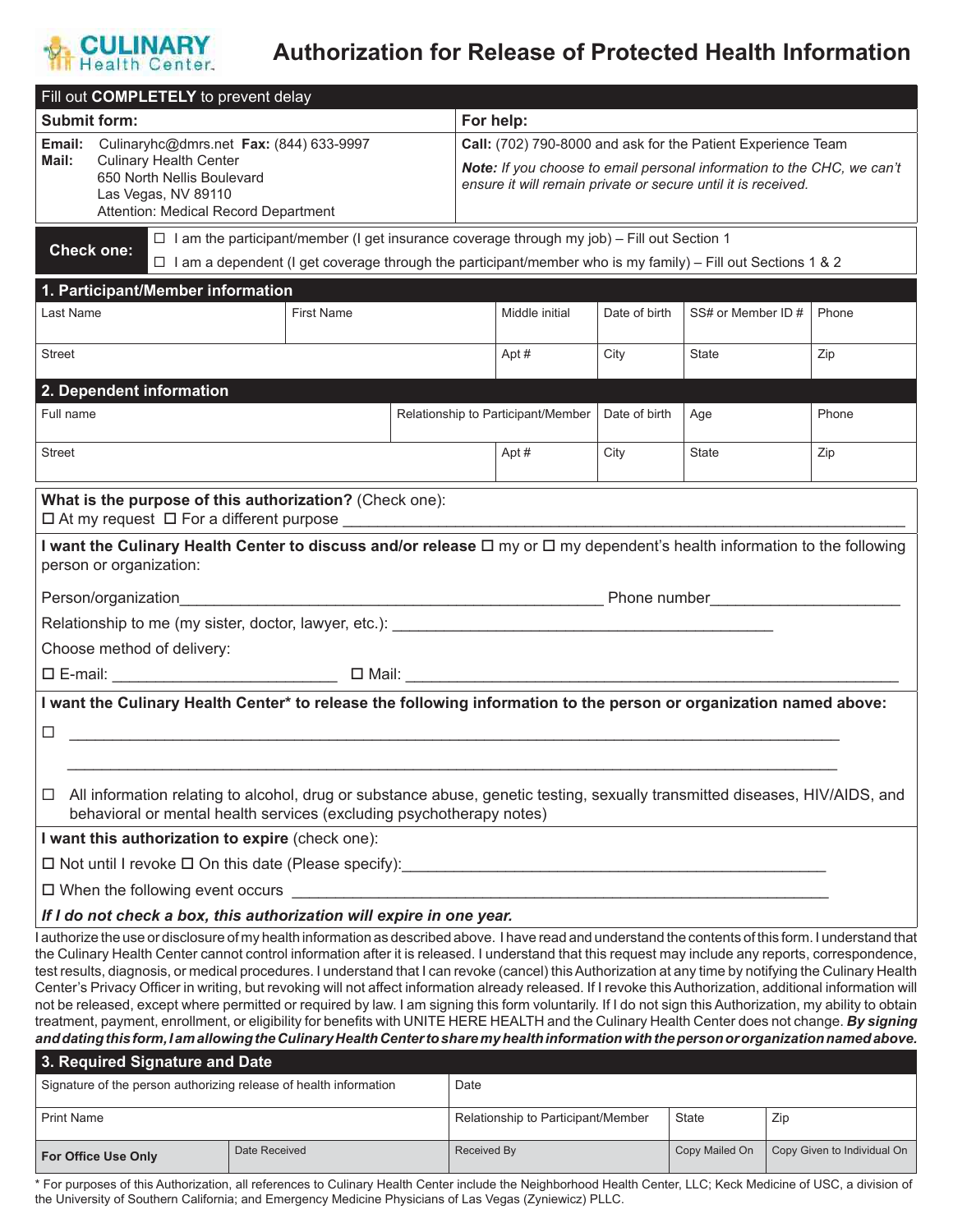# Authorization for Release of Protected Health Information

CULINARY Health Center

**Fill out COMPLETELY to prevent delay**

| **Submit form:** | **For help:** |
|---|---|
| **Email:** Culinaryhc@dmrs.net **Fax:** (844) 633-9997<br>**Mail:** Culinary Health Center<br>650 North Nellis Boulevard<br>Las Vegas, NV 89110<br>Attention: Medical Record Department | **Call:** (702) 790-8000 and ask for the Patient Experience Team<br>***Note:*** *If you choose to email personal information to the CHC, we can't ensure it will remain private or secure until it is received.* |

**Check one:**

☐ I am the participant/member (I get insurance coverage through my job) – Fill out Section 1

☐ I am a dependent (I get coverage through the participant/member who is my family) – Fill out Sections 1 & 2

## 1. Participant/Member information

| Last Name | First Name | Middle initial | Date of birth | SS# or Member ID # | Phone |
|---|---|---|---|---|---|
| | | | | | |

| Street | Apt # | City | State | Zip |
|---|---|---|---|---|
| | | | | |

## 2. Dependent information

| Full name | Relationship to Participant/Member | Date of birth | Age | Phone |
|---|---|---|---|---|
| | | | | |

| Street | Apt # | City | State | Zip |
|---|---|---|---|---|
| | | | | |

**What is the purpose of this authorization?** (Check one):

☐ At my request ☐ For a different purpose ______________________________________________

**I want the Culinary Health Center to discuss and/or release** ☐ my or ☐ my dependent's health information to the following person or organization:

Person/organization________________________________________ Phone number____________________

Relationship to me (my sister, doctor, lawyer, etc.): ________________________________________

Choose method of delivery:

☐ E-mail: ________________________ ☐ Mail: ______________________________________________

**I want the Culinary Health Center\* to release the following information to the person or organization named above:**

☐ ____________________________________________________________________________

____________________________________________________________________________

☐ All information relating to alcohol, drug or substance abuse, genetic testing, sexually transmitted diseases, HIV/AIDS, and behavioral or mental health services (excluding psychotherapy notes)

**I want this authorization to expire** (check one):

☐ Not until I revoke ☐ On this date (Please specify):______________________________________________

☐ When the following event occurs ______________________________________________________

***If I do not check a box, this authorization will expire in one year.***

I authorize the use or disclosure of my health information as described above. I have read and understand the contents of this form. I understand that the Culinary Health Center cannot control information after it is released. I understand that this request may include any reports, correspondence, test results, diagnosis, or medical procedures. I understand that I can revoke (cancel) this Authorization at any time by notifying the Culinary Health Center's Privacy Officer in writing, but revoking will not affect information already released. If I revoke this Authorization, additional information will not be released, except where permitted or required by law. I am signing this form voluntarily. If I do not sign this Authorization, my ability to obtain treatment, payment, enrollment, or eligibility for benefits with UNITE HERE HEALTH and the Culinary Health Center does not change. ***By signing and dating this form, I am allowing the Culinary Health Center to share my health information with the person or organization named above.***

## 3. Required Signature and Date

| Signature of the person authorizing release of health information | | Date | | |
|---|---|---|---|---|
| **Print Name** | | Relationship to Participant/Member | State | Zip |
| **For Office Use Only** | Date Received | Received By | Copy Mailed On | Copy Given to Individual On |

\* For purposes of this Authorization, all references to Culinary Health Center include the Neighborhood Health Center, LLC; Keck Medicine of USC, a division of the University of Southern California; and Emergency Medicine Physicians of Las Vegas (Zyniewicz) PLLC.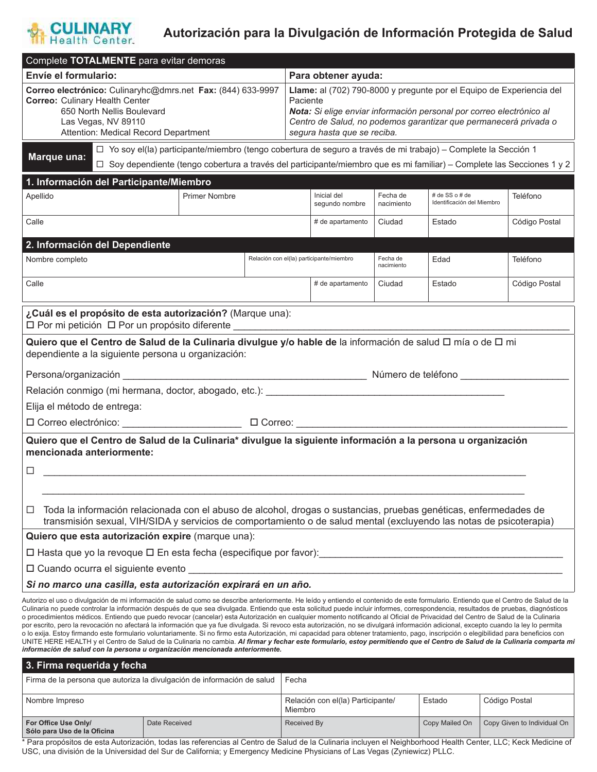# Autorización para la Divulgación de Información Protegida de Salud

CULINARY Health Center

| Complete **TOTALMENTE** para evitar demoras | |
|---|---|
| **Envíe el formulario:** | **Para obtener ayuda:** |
| **Correo electrónico:** Culinaryhc@dmrs.net **Fax:** (844) 633-9997<br>**Correo:** Culinary Health Center<br>650 North Nellis Boulevard<br>Las Vegas, NV 89110<br>Attention: Medical Record Department | **Llame:** al (702) 790-8000 y pregunte por el Equipo de Experiencia del Paciente<br>***Nota:*** *Si elige enviar información personal por correo electrónico al Centro de Salud, no podemos garantizar que permanecerá privada o segura hasta que se reciba.* |

**Marque una:**

☐ Yo soy el(la) participante/miembro (tengo cobertura de seguro a través de mi trabajo) – Complete la Sección 1

☐ Soy dependiente (tengo cobertura a través del participante/miembro que es mi familiar) – Complete las Secciones 1 y 2

## 1. Información del Participante/Miembro

| Apellido | Primer Nombre | Inicial del segundo nombre | Fecha de nacimiento | # de SS o # de Identificación del Miembro | Teléfono |
|---|---|---|---|---|---|
| | | | | | |

| Calle | # de apartamento | Ciudad | Estado | Código Postal |
|---|---|---|---|---|
| | | | | |

## 2. Información del Dependiente

| Nombre completo | Relación con el(la) participante/miembro | Fecha de nacimiento | Edad | Teléfono |
|---|---|---|---|---|
| | | | | |

| Calle | # de apartamento | Ciudad | Estado | Código Postal |
|---|---|---|---|---|
| | | | | |

**¿Cuál es el propósito de esta autorización?** (Marque una):
☐ Por mi petición ☐ Por un propósito diferente ___________________________________________

**Quiero que el Centro de Salud de la Culinaria divulgue y/o hable de** la información de salud ☐ mía o de ☐ mi dependiente a la siguiente persona u organización:

Persona/organización ______________________________ Número de teléfono ____________________

Relación conmigo (mi hermana, doctor, abogado, etc.): ______________________________

Elija el método de entrega:

☐ Correo electrónico: _____________________ ☐ Correo: ______________________________

**Quiero que el Centro de Salud de la Culinaria\* divulgue la siguiente información a la persona u organización mencionada anteriormente:**

☐ ________________________________________________________________

________________________________________________________________

☐ Toda la información relacionada con el abuso de alcohol, drogas o sustancias, pruebas genéticas, enfermedades de transmisión sexual, VIH/SIDA y servicios de comportamiento o de salud mental (excluyendo las notas de psicoterapia)

**Quiero que esta autorización expire** (marque una):

☐ Hasta que yo la revoque ☐ En esta fecha (especifique por favor):______________________________

☐ Cuando ocurra el siguiente evento ______________________________________________

***Si no marco una casilla, esta autorización expirará en un año.***

Autorizo el uso o divulgación de mi información de salud como se describe anteriormente. He leído y entiendo el contenido de este formulario. Entiendo que el Centro de Salud de la Culinaria no puede controlar la información después de que sea divulgada. Entiendo que esta solicitud puede incluir informes, correspondencia, resultados de pruebas, diagnósticos o procedimientos médicos. Entiendo que puedo revocar (cancelar) esta Autorización en cualquier momento notificando al Oficial de Privacidad del Centro de Salud de la Culinaria por escrito, pero la revocación no afectará la información que ya fue divulgada. Si revoco esta autorización, no se divulgará información adicional, excepto cuando la ley lo permita o lo exija. Estoy firmando este formulario voluntariamente. Si no firmo esta Autorización, mi capacidad para obtener tratamiento, pago, inscripción o elegibilidad para beneficios con UNITE HERE HEALTH y el Centro de Salud de la Culinaria no cambia. ***Al firmar y fechar este formulario, estoy permitiendo que el Centro de Salud de la Culinaria comparta mi información de salud con la persona u organización mencionada anteriormente.***

## 3. Firma requerida y fecha

| Firma de la persona que autoriza la divulgación de información de salud | | Fecha | | |
|---|---|---|---|---|
| Nombre Impreso | | Relación con el(la) Participante/ Miembro | Estado | Código Postal |
| **For Office Use Only/ Sólo para Uso de la Oficina** | Date Received | Received By | Copy Mailed On | Copy Given to Individual On |

\* Para propósitos de esta Autorización, todas las referencias al Centro de Salud de la Culinaria incluyen el Neighborhood Health Center, LLC; Keck Medicine of USC, una división de la Universidad del Sur de California; y Emergency Medicine Physicians of Las Vegas (Zyniewicz) PLLC.